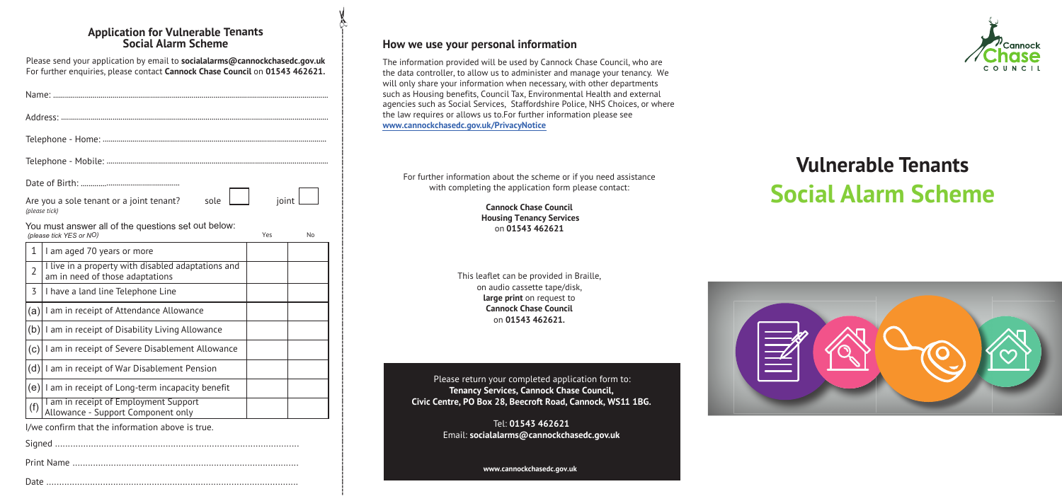## Application for Vulnerable Tenants Social Alarm Scheme

Please send your application by email to **socialalarms@cannockchasedc.gov.uk**
For further enquiries, please contact **Cannock Chase Council** on **01543 462621.**

Name: ..............................................................................................................

Address: ..........................................................................................................

Telephone - Home: ..........................................................................................

Telephone - Mobile: ........................................................................................

Date of Birth: ..................................................

Are you a sole tenant or a joint tenant? sole ☐ joint ☐
*(please tick)*

You must answer all of the questions set out below:
*(please tick YES or NO)*

| | | Yes | No |
|---|---|---|---|
| 1 | I am aged 70 years or more | | |
| 2 | I live in a property with disabled adaptations and am in need of those adaptations | | |
| 3 | I have a land line Telephone Line | | |
| (a) | I am in receipt of Attendance Allowance | | |
| (b) | I am in receipt of Disability Living Allowance | | |
| (c) | I am in receipt of Severe Disablement Allowance | | |
| (d) | I am in receipt of War Disablement Pension | | |
| (e) | I am in receipt of Long-term incapacity benefit | | |
| (f) | I am in receipt of Employment Support Allowance - Support Component only | | |

I/we confirm that the information above is true.

Signed ..............................................................................................

Print Name ........................................................................................

Date ..................................................................................................

## How we use your personal information

The information provided will be used by Cannock Chase Council, who are the data controller, to allow us to administer and manage your tenancy. We will only share your information when necessary, with other departments such as Housing benefits, Council Tax, Environmental Health and external agencies such as Social Services, Staffordshire Police, NHS Choices, or where the law requires or allows us to.For further information please see **www.cannockchasedc.gov.uk/PrivacyNotice**

For further information about the scheme or if you need assistance with completing the application form please contact:

**Cannock Chase Council**
**Housing Tenancy Services**
on **01543 462621**

This leaflet can be provided in Braille, on audio cassette tape/disk, **large print** on request to **Cannock Chase Council** on **01543 462621.**

Please return your completed application form to:
**Tenancy Services, Cannock Chase Council, Civic Centre, PO Box 28, Beecroft Road, Cannock, WS11 1BG.**

Tel: **01543 462621**
Email: **socialalarms@cannockchasedc.gov.uk**

**www.cannockchasedc.gov.uk**

Cannock Chase Council

# Vulnerable Tenants Social Alarm Scheme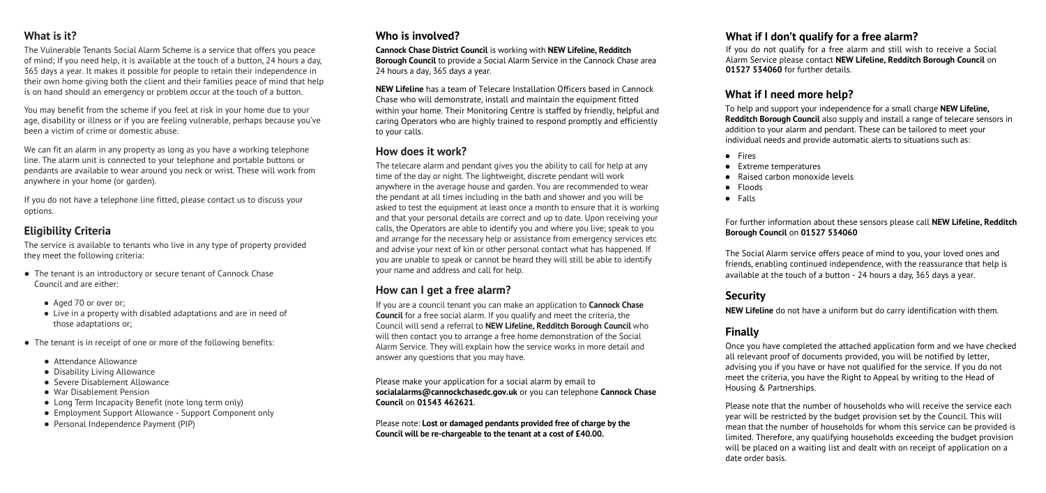## What is it?

The Vulnerable Tenants Social Alarm Scheme is a service that offers you peace of mind; If you need help, it is available at the touch of a button, 24 hours a day, 365 days a year. It makes it possible for people to retain their independence in their own home giving both the client and their families peace of mind that help is on hand should an emergency or problem occur at the touch of a button.

You may benefit from the scheme if you feel at risk in your home due to your age, disability or illness or if you are feeling vulnerable, perhaps because you've been a victim of crime or domestic abuse.

We can fit an alarm in any property as long as you have a working telephone line. The alarm unit is connected to your telephone and portable buttons or pendants are available to wear around you neck or wrist. These will work from anywhere in your home (or garden).

If you do not have a telephone line fitted, please contact us to discuss your options.

## Eligibility Criteria

The service is available to tenants who live in any type of property provided they meet the following criteria:

- The tenant is an introductory or secure tenant of Cannock Chase Council and are either:
  - Aged 70 or over or;
  - Live in a property with disabled adaptations and are in need of those adaptations or;
- The tenant is in receipt of one or more of the following benefits:
  - Attendance Allowance
  - Disability Living Allowance
  - Severe Disablement Allowance
  - War Disablement Pension
  - Long Term Incapacity Benefit (note long term only)
  - Employment Support Allowance - Support Component only
  - Personal Independence Payment (PIP)

## Who is involved?

**Cannock Chase District Council** is working with **NEW Lifeline, Redditch Borough Council** to provide a Social Alarm Service in the Cannock Chase area 24 hours a day, 365 days a year.

**NEW Lifeline** has a team of Telecare Installation Officers based in Cannock Chase who will demonstrate, install and maintain the equipment fitted within your home. Their Monitoring Centre is staffed by friendly, helpful and caring Operators who are highly trained to respond promptly and efficiently to your calls.

## How does it work?

The telecare alarm and pendant gives you the ability to call for help at any time of the day or night. The lightweight, discrete pendant will work anywhere in the average house and garden. You are recommended to wear the pendant at all times including in the bath and shower and you will be asked to test the equipment at least once a month to ensure that it is working and that your personal details are correct and up to date. Upon receiving your calls, the Operators are able to identify you and where you live; speak to you and arrange for the necessary help or assistance from emergency services etc and advise your next of kin or other personal contact what has happened. If you are unable to speak or cannot be heard they will still be able to identify your name and address and call for help.

## How can I get a free alarm?

If you are a council tenant you can make an application to **Cannock Chase Council** for a free social alarm. If you qualify and meet the criteria, the Council will send a referral to **NEW Lifeline, Redditch Borough Council** who will then contact you to arrange a free home demonstration of the Social Alarm Service. They will explain how the service works in more detail and answer any questions that you may have.

Please make your application for a social alarm by email to **socialalarms@cannockchasedc.gov.uk** or you can telephone **Cannock Chase Council** on **01543 462621**.

Please note: **Lost or damaged pendants provided free of charge by the Council will be re-chargeable to the tenant at a cost of £40.00.**

## What if I don't qualify for a free alarm?

If you do not qualify for a free alarm and still wish to receive a Social Alarm Service please contact **NEW Lifeline, Redditch Borough Council** on **01527 534060** for further details.

## What if I need more help?

To help and support your independence for a small charge **NEW Lifeline, Redditch Borough Council** also supply and install a range of telecare sensors in addition to your alarm and pendant. These can be tailored to meet your individual needs and provide automatic alerts to situations such as:

- Fires
- Extreme temperatures
- Raised carbon monoxide levels
- Floods
- Falls

For further information about these sensors please call **NEW Lifeline, Redditch Borough Council** on **01527 534060**

The Social Alarm service offers peace of mind to you, your loved ones and friends, enabling continued independence, with the reassurance that help is available at the touch of a button - 24 hours a day, 365 days a year.

## Security

**NEW Lifeline** do not have a uniform but do carry identification with them.

## Finally

Once you have completed the attached application form and we have checked all relevant proof of documents provided, you will be notified by letter, advising you if you have or have not qualified for the service. If you do not meet the criteria, you have the Right to Appeal by writing to the Head of Housing & Partnerships.

Please note that the number of households who will receive the service each year will be restricted by the budget provision set by the Council. This will mean that the number of households for whom this service can be provided is limited. Therefore, any qualifying households exceeding the budget provision will be placed on a waiting list and dealt with on receipt of application on a date order basis.